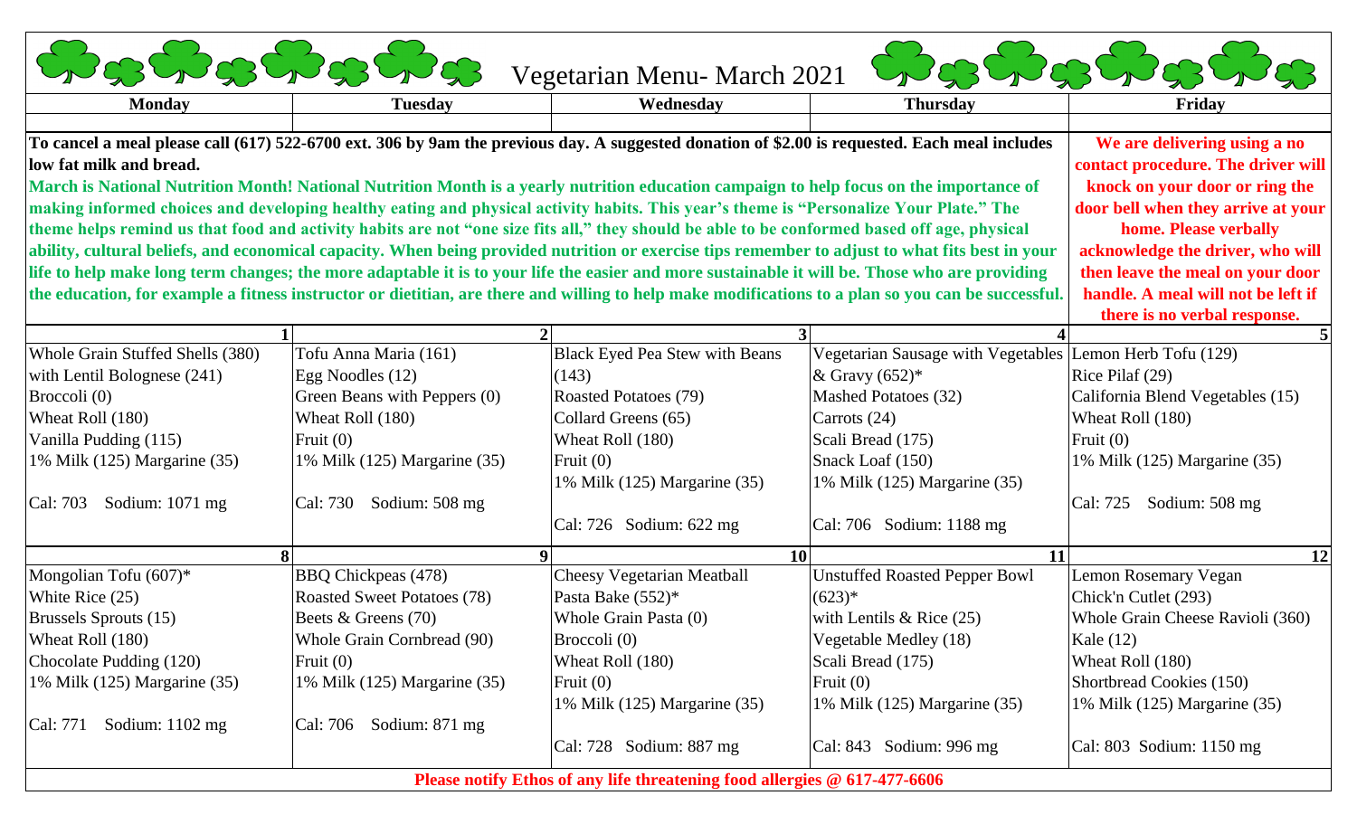# Vegetarian Menu- March 2021

| Monday | Tuesday | Wednesday | Thursday | Friday |
|---|---|---|---|---|

**To cancel a meal please call (617) 522-6700 ext. 306 by 9am the previous day. A suggested donation of $2.00 is requested. Each meal includes low fat milk and bread.**

**March is National Nutrition Month! National Nutrition Month is a yearly nutrition education campaign to help focus on the importance of making informed choices and developing healthy eating and physical activity habits. This year's theme is "Personalize Your Plate." The theme helps remind us that food and activity habits are not "one size fits all," they should be able to be conformed based off age, physical ability, cultural beliefs, and economical capacity. When being provided nutrition or exercise tips remember to adjust to what fits best in your life to help make long term changes; the more adaptable it is to your life the easier and more sustainable it will be. Those who are providing the education, for example a fitness instructor or dietitian, are there and willing to help make modifications to a plan so you can be successful.**

**We are delivering using a no contact procedure. The driver will knock on your door or ring the door bell when they arrive at your home. Please verbally acknowledge the driver, who will then leave the meal on your door handle. A meal will not be left if there is no verbal response.**

| 1 | 2 | 3 | 4 | 5 |
|---|---|---|---|---|
| Whole Grain Stuffed Shells (380) with Lentil Bolognese (241)<br>Broccoli (0)<br>Wheat Roll (180)<br>Vanilla Pudding (115)<br>1% Milk (125) Margarine (35)<br><br>Cal: 703 Sodium: 1071 mg | Tofu Anna Maria (161)<br>Egg Noodles (12)<br>Green Beans with Peppers (0)<br>Wheat Roll (180)<br>Fruit (0)<br>1% Milk (125) Margarine (35)<br><br>Cal: 730 Sodium: 508 mg | Black Eyed Pea Stew with Beans (143)<br>Roasted Potatoes (79)<br>Collard Greens (65)<br>Wheat Roll (180)<br>Fruit (0)<br>1% Milk (125) Margarine (35)<br><br>Cal: 726 Sodium: 622 mg | Vegetarian Sausage with Vegetables & Gravy (652)*<br>Mashed Potatoes (32)<br>Carrots (24)<br>Scali Bread (175)<br>Snack Loaf (150)<br>1% Milk (125) Margarine (35)<br><br>Cal: 706 Sodium: 1188 mg | Lemon Herb Tofu (129)<br>Rice Pilaf (29)<br>California Blend Vegetables (15)<br>Wheat Roll (180)<br>Fruit (0)<br>1% Milk (125) Margarine (35)<br><br>Cal: 725 Sodium: 508 mg |
| **8** | **9** | **10** | **11** | **12** |
| Mongolian Tofu (607)*<br>White Rice (25)<br>Brussels Sprouts (15)<br>Wheat Roll (180)<br>Chocolate Pudding (120)<br>1% Milk (125) Margarine (35)<br><br>Cal: 771 Sodium: 1102 mg | BBQ Chickpeas (478)<br>Roasted Sweet Potatoes (78)<br>Beets & Greens (70)<br>Whole Grain Cornbread (90)<br>Fruit (0)<br>1% Milk (125) Margarine (35)<br><br>Cal: 706 Sodium: 871 mg | Cheesy Vegetarian Meatball Pasta Bake (552)*<br>Whole Grain Pasta (0)<br>Broccoli (0)<br>Wheat Roll (180)<br>Fruit (0)<br>1% Milk (125) Margarine (35)<br><br>Cal: 728 Sodium: 887 mg | Unstuffed Roasted Pepper Bowl (623)*<br>with Lentils & Rice (25)<br>Vegetable Medley (18)<br>Scali Bread (175)<br>Fruit (0)<br>1% Milk (125) Margarine (35)<br><br>Cal: 843 Sodium: 996 mg | Lemon Rosemary Vegan Chick'n Cutlet (293)<br>Whole Grain Cheese Ravioli (360)<br>Kale (12)<br>Wheat Roll (180)<br>Shortbread Cookies (150)<br>1% Milk (125) Margarine (35)<br><br>Cal: 803 Sodium: 1150 mg |

**Please notify Ethos of any life threatening food allergies @ 617-477-6606**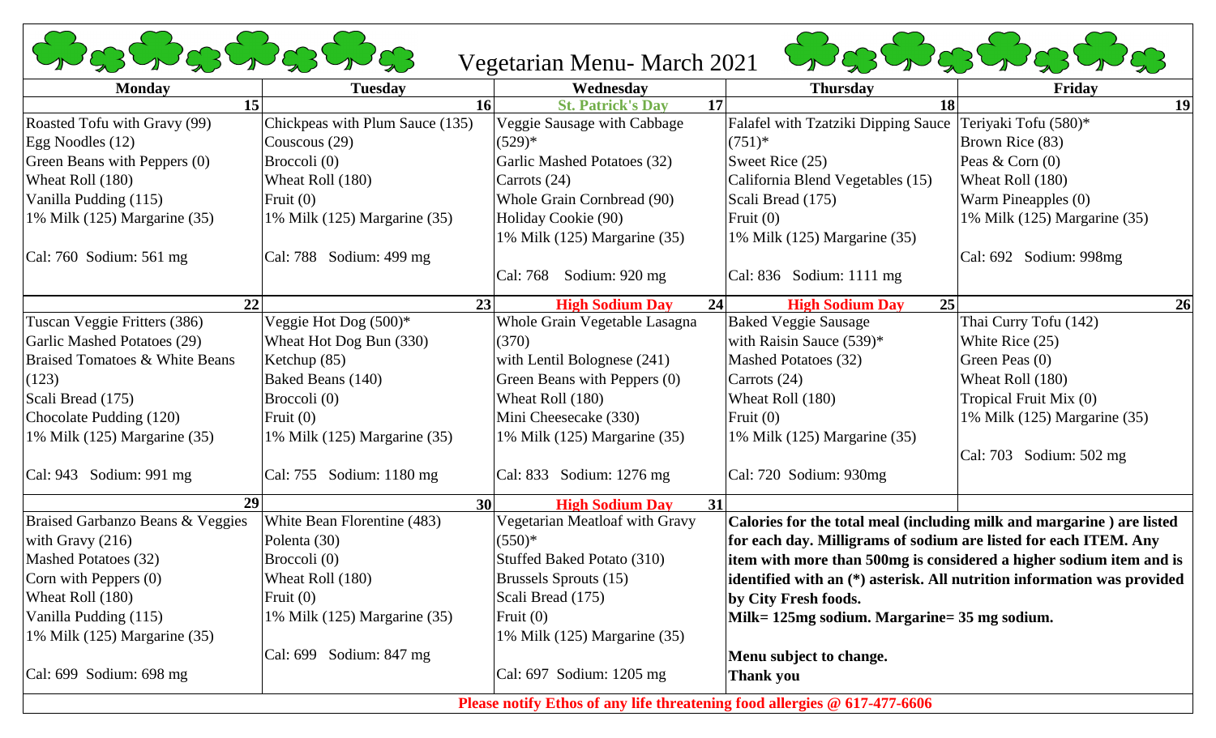# Vegetarian Menu- March 2021

| Monday | Tuesday | Wednesday | Thursday | Friday |
|---|---|---|---|---|
| **15**<br>Roasted Tofu with Gravy (99)<br>Egg Noodles (12)<br>Green Beans with Peppers (0)<br>Wheat Roll (180)<br>Vanilla Pudding (115)<br>1% Milk (125) Margarine (35)<br><br>Cal: 760 Sodium: 561 mg | **16**<br>Chickpeas with Plum Sauce (135)<br>Couscous (29)<br>Broccoli (0)<br>Wheat Roll (180)<br>Fruit (0)<br>1% Milk (125) Margarine (35)<br><br>Cal: 788 Sodium: 499 mg | **St. Patrick's Day 17**<br>Veggie Sausage with Cabbage (529)*<br>Garlic Mashed Potatoes (32)<br>Carrots (24)<br>Whole Grain Cornbread (90)<br>Holiday Cookie (90)<br>1% Milk (125) Margarine (35)<br><br>Cal: 768 Sodium: 920 mg | **18**<br>Falafel with Tzatziki Dipping Sauce (751)*<br>Sweet Rice (25)<br>California Blend Vegetables (15)<br>Scali Bread (175)<br>Fruit (0)<br>1% Milk (125) Margarine (35)<br><br>Cal: 836 Sodium: 1111 mg | **19**<br>Teriyaki Tofu (580)*<br>Brown Rice (83)<br>Peas & Corn (0)<br>Wheat Roll (180)<br>Warm Pineapples (0)<br>1% Milk (125) Margarine (35)<br><br>Cal: 692 Sodium: 998mg |
| **22**<br>Tuscan Veggie Fritters (386)<br>Garlic Mashed Potatoes (29)<br>Braised Tomatoes & White Beans (123)<br>Scali Bread (175)<br>Chocolate Pudding (120)<br>1% Milk (125) Margarine (35)<br><br>Cal: 943 Sodium: 991 mg | **23**<br>Veggie Hot Dog (500)*<br>Wheat Hot Dog Bun (330)<br>Ketchup (85)<br>Baked Beans (140)<br>Broccoli (0)<br>Fruit (0)<br>1% Milk (125) Margarine (35)<br><br>Cal: 755 Sodium: 1180 mg | **High Sodium Day 24**<br>Whole Grain Vegetable Lasagna (370)<br>with Lentil Bolognese (241)<br>Green Beans with Peppers (0)<br>Wheat Roll (180)<br>Mini Cheesecake (330)<br>1% Milk (125) Margarine (35)<br><br>Cal: 833 Sodium: 1276 mg | **High Sodium Day 25**<br>Baked Veggie Sausage with Raisin Sauce (539)*<br>Mashed Potatoes (32)<br>Carrots (24)<br>Wheat Roll (180)<br>Fruit (0)<br>1% Milk (125) Margarine (35)<br><br>Cal: 720 Sodium: 930mg | **26**<br>Thai Curry Tofu (142)<br>White Rice (25)<br>Green Peas (0)<br>Wheat Roll (180)<br>Tropical Fruit Mix (0)<br>1% Milk (125) Margarine (35)<br><br>Cal: 703 Sodium: 502 mg |
| **29**<br>Braised Garbanzo Beans & Veggies with Gravy (216)<br>Mashed Potatoes (32)<br>Corn with Peppers (0)<br>Wheat Roll (180)<br>Vanilla Pudding (115)<br>1% Milk (125) Margarine (35)<br><br>Cal: 699 Sodium: 698 mg | **30**<br>White Bean Florentine (483)<br>Polenta (30)<br>Broccoli (0)<br>Wheat Roll (180)<br>Fruit (0)<br>1% Milk (125) Margarine (35)<br><br>Cal: 699 Sodium: 847 mg | **High Sodium Day 31**<br>Vegetarian Meatloaf with Gravy (550)*<br>Stuffed Baked Potato (310)<br>Brussels Sprouts (15)<br>Scali Bread (175)<br>Fruit (0)<br>1% Milk (125) Margarine (35)<br><br>Cal: 697 Sodium: 1205 mg | **Calories for the total meal (including milk and margarine ) are listed for each day. Milligrams of sodium are listed for each ITEM. Any item with more than 500mg is considered a higher sodium item and is identified with an (*) asterisk. All nutrition information was provided by City Fresh foods.**<br>**Milk= 125mg sodium. Margarine= 35 mg sodium.**<br><br>**Menu subject to change.**<br>**Thank you** | |

**Please notify Ethos of any life threatening food allergies @ 617-477-6606**